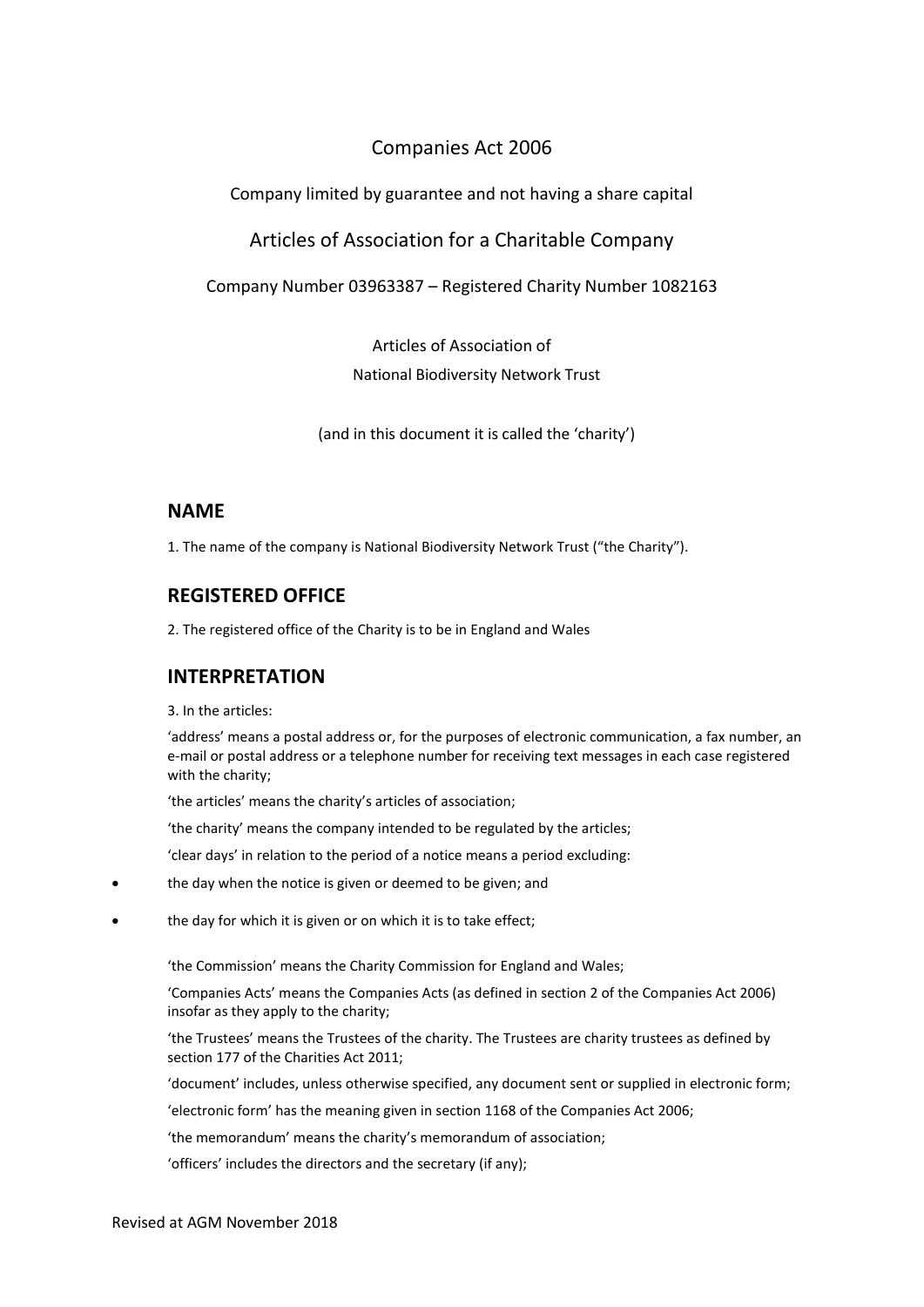Companies Act 2006

Company limited by guarantee and not having a share capital

Articles of Association for a Charitable Company

Company Number 03963387 – Registered Charity Number 1082163

Articles of Association of

National Biodiversity Network Trust

(and in this document it is called the 'charity')

## NAME

1. The name of the company is National Biodiversity Network Trust ("the Charity").

## REGISTERED OFFICE

2. The registered office of the Charity is to be in England and Wales

## INTERPRETATION

3. In the articles:

'address' means a postal address or, for the purposes of electronic communication, a fax number, an e-mail or postal address or a telephone number for receiving text messages in each case registered with the charity;

'the articles' means the charity's articles of association;

'the charity' means the company intended to be regulated by the articles;

'clear days' in relation to the period of a notice means a period excluding:

- the day when the notice is given or deemed to be given; and
- the day for which it is given or on which it is to take effect;

'the Commission' means the Charity Commission for England and Wales;

'Companies Acts' means the Companies Acts (as defined in section 2 of the Companies Act 2006) insofar as they apply to the charity;

'the Trustees' means the Trustees of the charity. The Trustees are charity trustees as defined by section 177 of the Charities Act 2011;

'document' includes, unless otherwise specified, any document sent or supplied in electronic form;

'electronic form' has the meaning given in section 1168 of the Companies Act 2006;

'the memorandum' means the charity's memorandum of association;

'officers' includes the directors and the secretary (if any);

Revised at AGM November 2018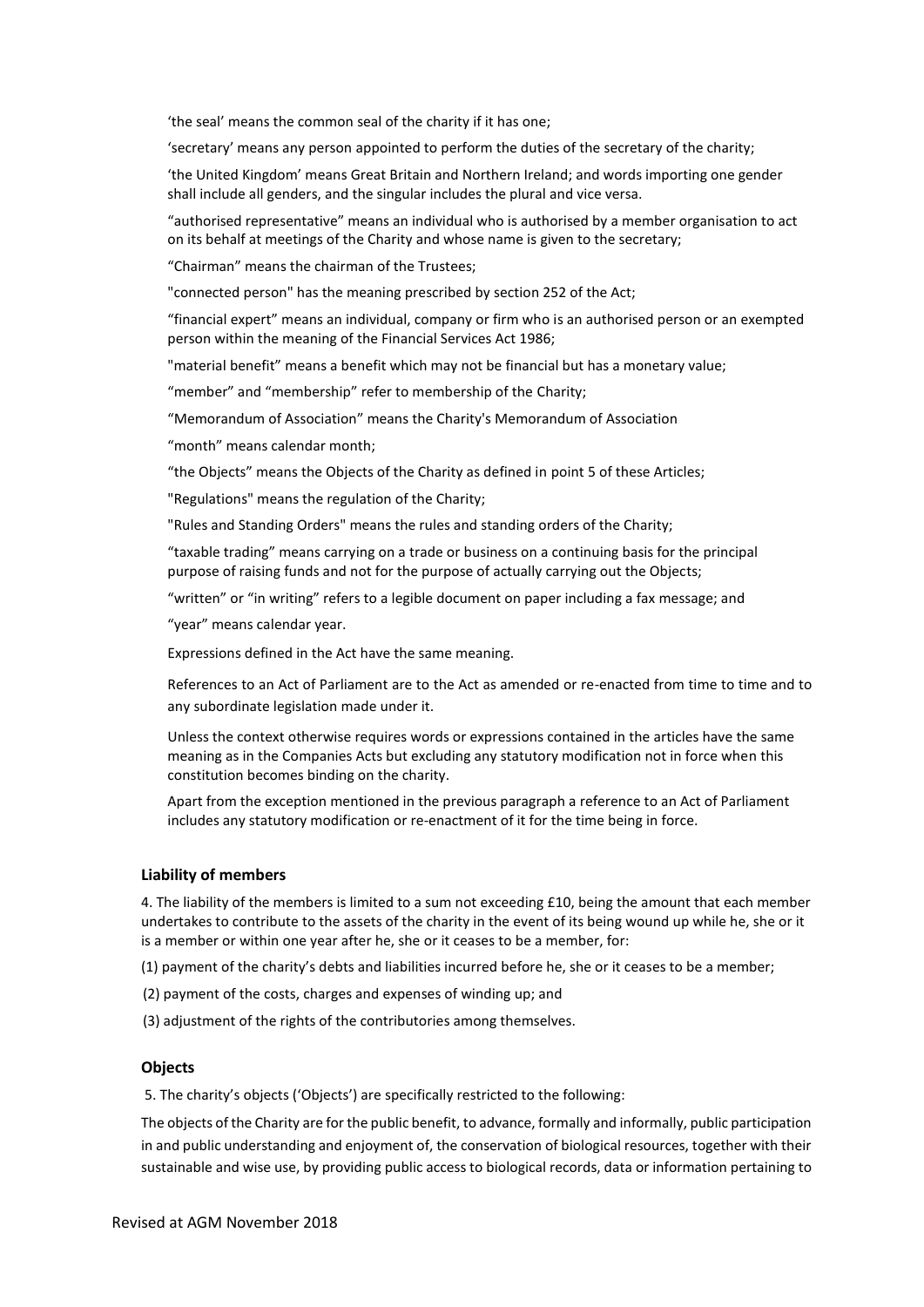'the seal' means the common seal of the charity if it has one;

'secretary' means any person appointed to perform the duties of the secretary of the charity;

'the United Kingdom' means Great Britain and Northern Ireland; and words importing one gender shall include all genders, and the singular includes the plural and vice versa.

"authorised representative" means an individual who is authorised by a member organisation to act on its behalf at meetings of the Charity and whose name is given to the secretary;

"Chairman" means the chairman of the Trustees;

"connected person" has the meaning prescribed by section 252 of the Act;

"financial expert" means an individual, company or firm who is an authorised person or an exempted person within the meaning of the Financial Services Act 1986;

"material benefit" means a benefit which may not be financial but has a monetary value;

"member" and "membership" refer to membership of the Charity;

"Memorandum of Association" means the Charity's Memorandum of Association

"month" means calendar month;

"the Objects" means the Objects of the Charity as defined in point 5 of these Articles;

"Regulations" means the regulation of the Charity;

"Rules and Standing Orders" means the rules and standing orders of the Charity;

"taxable trading" means carrying on a trade or business on a continuing basis for the principal purpose of raising funds and not for the purpose of actually carrying out the Objects;

"written" or "in writing" refers to a legible document on paper including a fax message; and

"year" means calendar year.

Expressions defined in the Act have the same meaning.

References to an Act of Parliament are to the Act as amended or re-enacted from time to time and to any subordinate legislation made under it.

Unless the context otherwise requires words or expressions contained in the articles have the same meaning as in the Companies Acts but excluding any statutory modification not in force when this constitution becomes binding on the charity.

Apart from the exception mentioned in the previous paragraph a reference to an Act of Parliament includes any statutory modification or re-enactment of it for the time being in force.

### Liability of members

4. The liability of the members is limited to a sum not exceeding £10, being the amount that each member undertakes to contribute to the assets of the charity in the event of its being wound up while he, she or it is a member or within one year after he, she or it ceases to be a member, for:

(1) payment of the charity's debts and liabilities incurred before he, she or it ceases to be a member;

(2) payment of the costs, charges and expenses of winding up; and

(3) adjustment of the rights of the contributories among themselves.

### Objects

5. The charity's objects ('Objects') are specifically restricted to the following:

The objects of the Charity are for the public benefit, to advance, formally and informally, public participation in and public understanding and enjoyment of, the conservation of biological resources, together with their sustainable and wise use, by providing public access to biological records, data or information pertaining to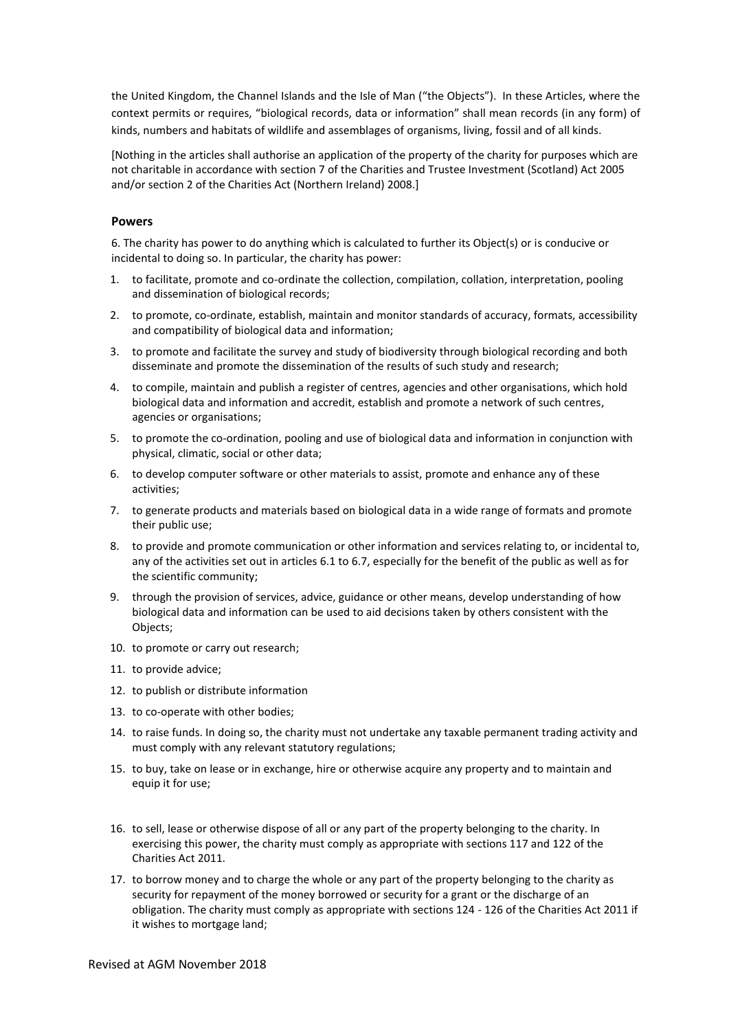the United Kingdom, the Channel Islands and the Isle of Man ("the Objects"). In these Articles, where the context permits or requires, "biological records, data or information" shall mean records (in any form) of kinds, numbers and habitats of wildlife and assemblages of organisms, living, fossil and of all kinds.

[Nothing in the articles shall authorise an application of the property of the charity for purposes which are not charitable in accordance with section 7 of the Charities and Trustee Investment (Scotland) Act 2005 and/or section 2 of the Charities Act (Northern Ireland) 2008.]

### Powers

6. The charity has power to do anything which is calculated to further its Object(s) or is conducive or incidental to doing so. In particular, the charity has power:

1. to facilitate, promote and co-ordinate the collection, compilation, collation, interpretation, pooling and dissemination of biological records;
2. to promote, co-ordinate, establish, maintain and monitor standards of accuracy, formats, accessibility and compatibility of biological data and information;
3. to promote and facilitate the survey and study of biodiversity through biological recording and both disseminate and promote the dissemination of the results of such study and research;
4. to compile, maintain and publish a register of centres, agencies and other organisations, which hold biological data and information and accredit, establish and promote a network of such centres, agencies or organisations;
5. to promote the co-ordination, pooling and use of biological data and information in conjunction with physical, climatic, social or other data;
6. to develop computer software or other materials to assist, promote and enhance any of these activities;
7. to generate products and materials based on biological data in a wide range of formats and promote their public use;
8. to provide and promote communication or other information and services relating to, or incidental to, any of the activities set out in articles 6.1 to 6.7, especially for the benefit of the public as well as for the scientific community;
9. through the provision of services, advice, guidance or other means, develop understanding of how biological data and information can be used to aid decisions taken by others consistent with the Objects;
10. to promote or carry out research;
11. to provide advice;
12. to publish or distribute information
13. to co-operate with other bodies;
14. to raise funds. In doing so, the charity must not undertake any taxable permanent trading activity and must comply with any relevant statutory regulations;
15. to buy, take on lease or in exchange, hire or otherwise acquire any property and to maintain and equip it for use;
16. to sell, lease or otherwise dispose of all or any part of the property belonging to the charity. In exercising this power, the charity must comply as appropriate with sections 117 and 122 of the Charities Act 2011.
17. to borrow money and to charge the whole or any part of the property belonging to the charity as security for repayment of the money borrowed or security for a grant or the discharge of an obligation. The charity must comply as appropriate with sections 124 - 126 of the Charities Act 2011 if it wishes to mortgage land;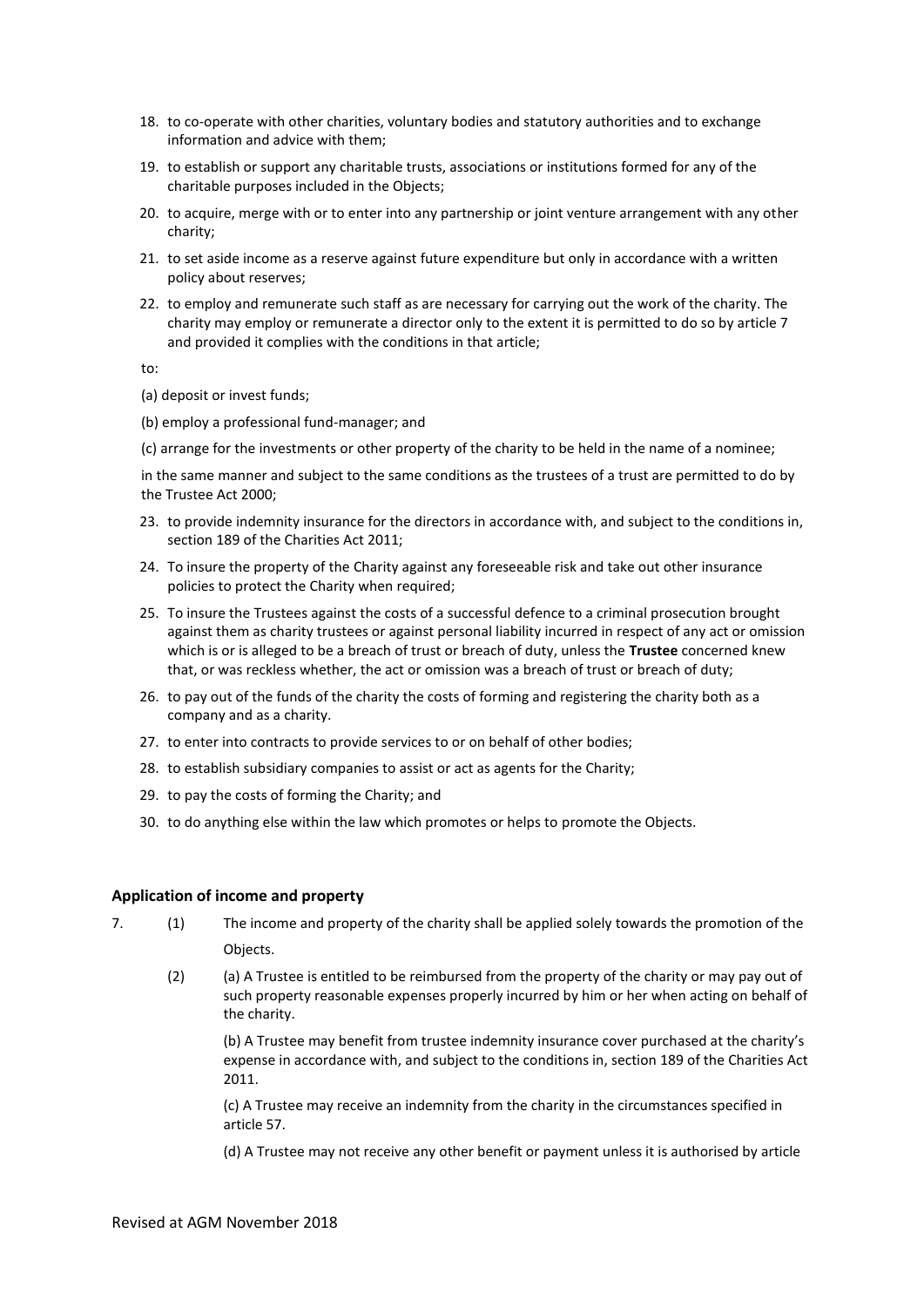18. to co-operate with other charities, voluntary bodies and statutory authorities and to exchange information and advice with them;
19. to establish or support any charitable trusts, associations or institutions formed for any of the charitable purposes included in the Objects;
20. to acquire, merge with or to enter into any partnership or joint venture arrangement with any other charity;
21. to set aside income as a reserve against future expenditure but only in accordance with a written policy about reserves;
22. to employ and remunerate such staff as are necessary for carrying out the work of the charity. The charity may employ or remunerate a director only to the extent it is permitted to do so by article 7 and provided it complies with the conditions in that article;

to:

(a) deposit or invest funds;

(b) employ a professional fund-manager; and

(c) arrange for the investments or other property of the charity to be held in the name of a nominee;

in the same manner and subject to the same conditions as the trustees of a trust are permitted to do by the Trustee Act 2000;

23. to provide indemnity insurance for the directors in accordance with, and subject to the conditions in, section 189 of the Charities Act 2011;
24. To insure the property of the Charity against any foreseeable risk and take out other insurance policies to protect the Charity when required;
25. To insure the Trustees against the costs of a successful defence to a criminal prosecution brought against them as charity trustees or against personal liability incurred in respect of any act or omission which is or is alleged to be a breach of trust or breach of duty, unless the **Trustee** concerned knew that, or was reckless whether, the act or omission was a breach of trust or breach of duty;
26. to pay out of the funds of the charity the costs of forming and registering the charity both as a company and as a charity.
27. to enter into contracts to provide services to or on behalf of other bodies;
28. to establish subsidiary companies to assist or act as agents for the Charity;
29. to pay the costs of forming the Charity; and
30. to do anything else within the law which promotes or helps to promote the Objects.

### Application of income and property

7. (1) The income and property of the charity shall be applied solely towards the promotion of the Objects.

(2) (a) A Trustee is entitled to be reimbursed from the property of the charity or may pay out of such property reasonable expenses properly incurred by him or her when acting on behalf of the charity.

(b) A Trustee may benefit from trustee indemnity insurance cover purchased at the charity's expense in accordance with, and subject to the conditions in, section 189 of the Charities Act 2011.

(c) A Trustee may receive an indemnity from the charity in the circumstances specified in article 57.

(d) A Trustee may not receive any other benefit or payment unless it is authorised by article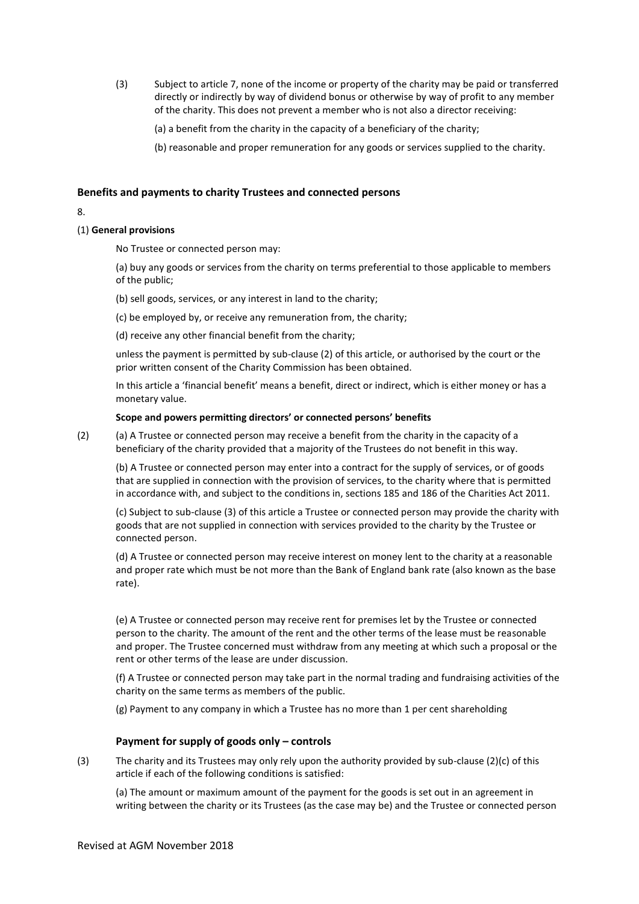(3) Subject to article 7, none of the income or property of the charity may be paid or transferred directly or indirectly by way of dividend bonus or otherwise by way of profit to any member of the charity. This does not prevent a member who is not also a director receiving:

(a) a benefit from the charity in the capacity of a beneficiary of the charity;

(b) reasonable and proper remuneration for any goods or services supplied to the charity.

### Benefits and payments to charity Trustees and connected persons

8.

(1) **General provisions**

No Trustee or connected person may:

(a) buy any goods or services from the charity on terms preferential to those applicable to members of the public;

(b) sell goods, services, or any interest in land to the charity;

(c) be employed by, or receive any remuneration from, the charity;

(d) receive any other financial benefit from the charity;

unless the payment is permitted by sub-clause (2) of this article, or authorised by the court or the prior written consent of the Charity Commission has been obtained.

In this article a 'financial benefit' means a benefit, direct or indirect, which is either money or has a monetary value.

**Scope and powers permitting directors' or connected persons' benefits**

(2) (a) A Trustee or connected person may receive a benefit from the charity in the capacity of a beneficiary of the charity provided that a majority of the Trustees do not benefit in this way.

(b) A Trustee or connected person may enter into a contract for the supply of services, or of goods that are supplied in connection with the provision of services, to the charity where that is permitted in accordance with, and subject to the conditions in, sections 185 and 186 of the Charities Act 2011.

(c) Subject to sub-clause (3) of this article a Trustee or connected person may provide the charity with goods that are not supplied in connection with services provided to the charity by the Trustee or connected person.

(d) A Trustee or connected person may receive interest on money lent to the charity at a reasonable and proper rate which must be not more than the Bank of England bank rate (also known as the base rate).

(e) A Trustee or connected person may receive rent for premises let by the Trustee or connected person to the charity. The amount of the rent and the other terms of the lease must be reasonable and proper. The Trustee concerned must withdraw from any meeting at which such a proposal or the rent or other terms of the lease are under discussion.

(f) A Trustee or connected person may take part in the normal trading and fundraising activities of the charity on the same terms as members of the public.

(g) Payment to any company in which a Trustee has no more than 1 per cent shareholding

### Payment for supply of goods only – controls

(3) The charity and its Trustees may only rely upon the authority provided by sub-clause (2)(c) of this article if each of the following conditions is satisfied:

(a) The amount or maximum amount of the payment for the goods is set out in an agreement in writing between the charity or its Trustees (as the case may be) and the Trustee or connected person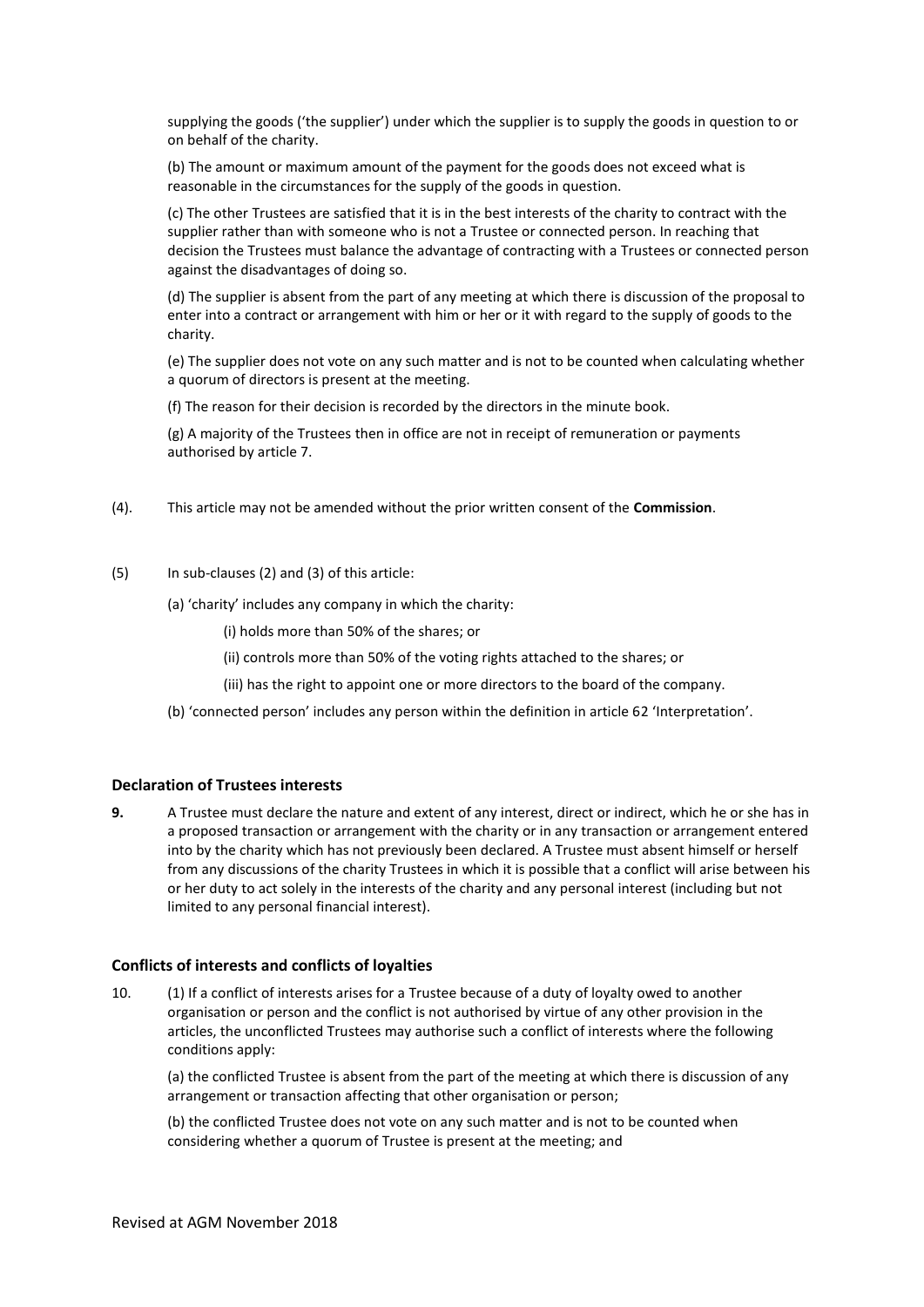supplying the goods ('the supplier') under which the supplier is to supply the goods in question to or on behalf of the charity.

(b) The amount or maximum amount of the payment for the goods does not exceed what is reasonable in the circumstances for the supply of the goods in question.

(c) The other Trustees are satisfied that it is in the best interests of the charity to contract with the supplier rather than with someone who is not a Trustee or connected person. In reaching that decision the Trustees must balance the advantage of contracting with a Trustees or connected person against the disadvantages of doing so.

(d) The supplier is absent from the part of any meeting at which there is discussion of the proposal to enter into a contract or arrangement with him or her or it with regard to the supply of goods to the charity.

(e) The supplier does not vote on any such matter and is not to be counted when calculating whether a quorum of directors is present at the meeting.

(f) The reason for their decision is recorded by the directors in the minute book.

(g) A majority of the Trustees then in office are not in receipt of remuneration or payments authorised by article 7.

(4). This article may not be amended without the prior written consent of the **Commission**.

(5) In sub-clauses (2) and (3) of this article:

(a) 'charity' includes any company in which the charity:

(i) holds more than 50% of the shares; or

(ii) controls more than 50% of the voting rights attached to the shares; or

(iii) has the right to appoint one or more directors to the board of the company.

(b) 'connected person' includes any person within the definition in article 62 'Interpretation'.

### Declaration of Trustees interests

**9.** A Trustee must declare the nature and extent of any interest, direct or indirect, which he or she has in a proposed transaction or arrangement with the charity or in any transaction or arrangement entered into by the charity which has not previously been declared. A Trustee must absent himself or herself from any discussions of the charity Trustees in which it is possible that a conflict will arise between his or her duty to act solely in the interests of the charity and any personal interest (including but not limited to any personal financial interest).

### Conflicts of interests and conflicts of loyalties

10. (1) If a conflict of interests arises for a Trustee because of a duty of loyalty owed to another organisation or person and the conflict is not authorised by virtue of any other provision in the articles, the unconflicted Trustees may authorise such a conflict of interests where the following conditions apply:

(a) the conflicted Trustee is absent from the part of the meeting at which there is discussion of any arrangement or transaction affecting that other organisation or person;

(b) the conflicted Trustee does not vote on any such matter and is not to be counted when considering whether a quorum of Trustee is present at the meeting; and

Revised at AGM November 2018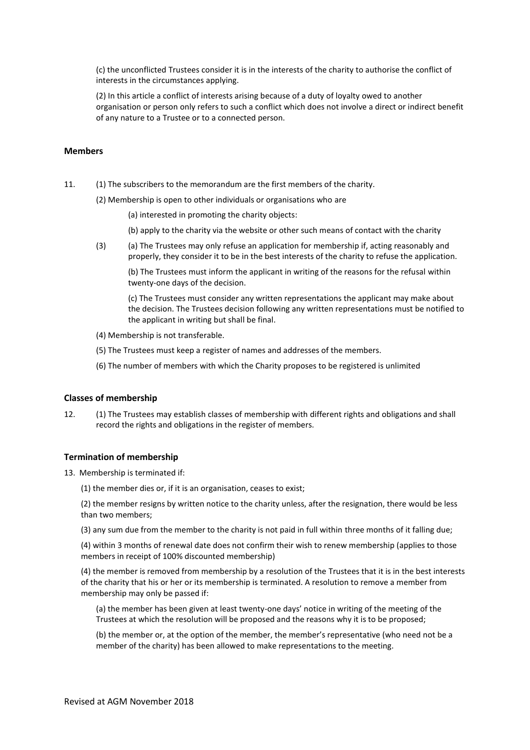(c) the unconflicted Trustees consider it is in the interests of the charity to authorise the conflict of interests in the circumstances applying.

(2) In this article a conflict of interests arising because of a duty of loyalty owed to another organisation or person only refers to such a conflict which does not involve a direct or indirect benefit of any nature to a Trustee or to a connected person.

### Members

11. (1) The subscribers to the memorandum are the first members of the charity.

    (2) Membership is open to other individuals or organisations who are

    (a) interested in promoting the charity objects:

    (b) apply to the charity via the website or other such means of contact with the charity

    (3) (a) The Trustees may only refuse an application for membership if, acting reasonably and properly, they consider it to be in the best interests of the charity to refuse the application.

    (b) The Trustees must inform the applicant in writing of the reasons for the refusal within twenty-one days of the decision.

    (c) The Trustees must consider any written representations the applicant may make about the decision. The Trustees decision following any written representations must be notified to the applicant in writing but shall be final.

    (4) Membership is not transferable.

    (5) The Trustees must keep a register of names and addresses of the members.

    (6) The number of members with which the Charity proposes to be registered is unlimited

### Classes of membership

12. (1) The Trustees may establish classes of membership with different rights and obligations and shall record the rights and obligations in the register of members.

### Termination of membership

13. Membership is terminated if:

(1) the member dies or, if it is an organisation, ceases to exist;

(2) the member resigns by written notice to the charity unless, after the resignation, there would be less than two members;

(3) any sum due from the member to the charity is not paid in full within three months of it falling due;

(4) within 3 months of renewal date does not confirm their wish to renew membership (applies to those members in receipt of 100% discounted membership)

(4) the member is removed from membership by a resolution of the Trustees that it is in the best interests of the charity that his or her or its membership is terminated. A resolution to remove a member from membership may only be passed if:

(a) the member has been given at least twenty-one days' notice in writing of the meeting of the Trustees at which the resolution will be proposed and the reasons why it is to be proposed;

(b) the member or, at the option of the member, the member's representative (who need not be a member of the charity) has been allowed to make representations to the meeting.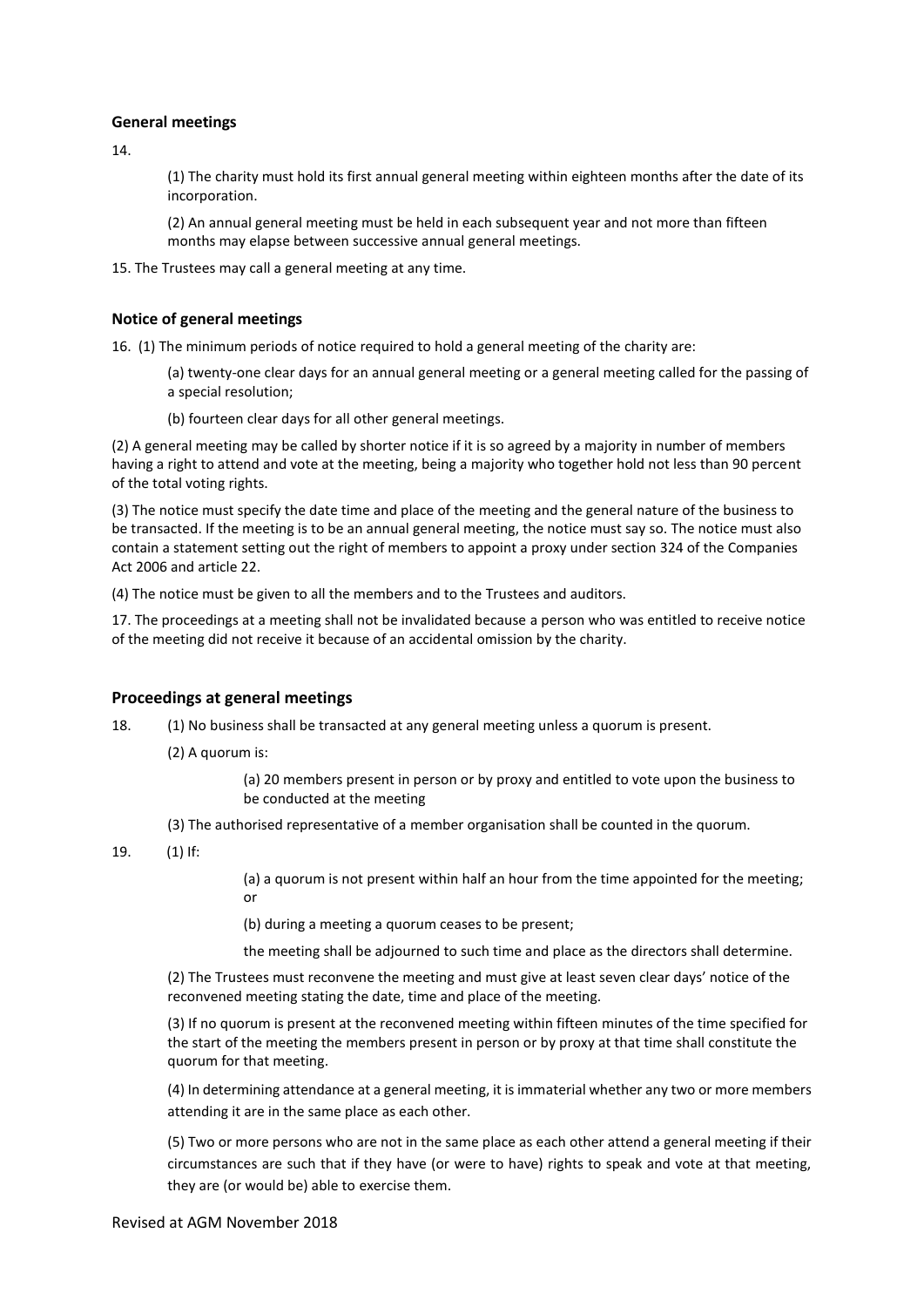### General meetings

14.

(1) The charity must hold its first annual general meeting within eighteen months after the date of its incorporation.

(2) An annual general meeting must be held in each subsequent year and not more than fifteen months may elapse between successive annual general meetings.

15. The Trustees may call a general meeting at any time.

### Notice of general meetings

16. (1) The minimum periods of notice required to hold a general meeting of the charity are:

(a) twenty-one clear days for an annual general meeting or a general meeting called for the passing of a special resolution;

(b) fourteen clear days for all other general meetings.

(2) A general meeting may be called by shorter notice if it is so agreed by a majority in number of members having a right to attend and vote at the meeting, being a majority who together hold not less than 90 percent of the total voting rights.

(3) The notice must specify the date time and place of the meeting and the general nature of the business to be transacted. If the meeting is to be an annual general meeting, the notice must say so. The notice must also contain a statement setting out the right of members to appoint a proxy under section 324 of the Companies Act 2006 and article 22.

(4) The notice must be given to all the members and to the Trustees and auditors.

17. The proceedings at a meeting shall not be invalidated because a person who was entitled to receive notice of the meeting did not receive it because of an accidental omission by the charity.

### Proceedings at general meetings

18. (1) No business shall be transacted at any general meeting unless a quorum is present.

(2) A quorum is:

(a) 20 members present in person or by proxy and entitled to vote upon the business to be conducted at the meeting

(3) The authorised representative of a member organisation shall be counted in the quorum.

19. (1) If:

(a) a quorum is not present within half an hour from the time appointed for the meeting; or

(b) during a meeting a quorum ceases to be present;

the meeting shall be adjourned to such time and place as the directors shall determine.

(2) The Trustees must reconvene the meeting and must give at least seven clear days' notice of the reconvened meeting stating the date, time and place of the meeting.

(3) If no quorum is present at the reconvened meeting within fifteen minutes of the time specified for the start of the meeting the members present in person or by proxy at that time shall constitute the quorum for that meeting.

(4) In determining attendance at a general meeting, it is immaterial whether any two or more members attending it are in the same place as each other.

(5) Two or more persons who are not in the same place as each other attend a general meeting if their circumstances are such that if they have (or were to have) rights to speak and vote at that meeting, they are (or would be) able to exercise them.

Revised at AGM November 2018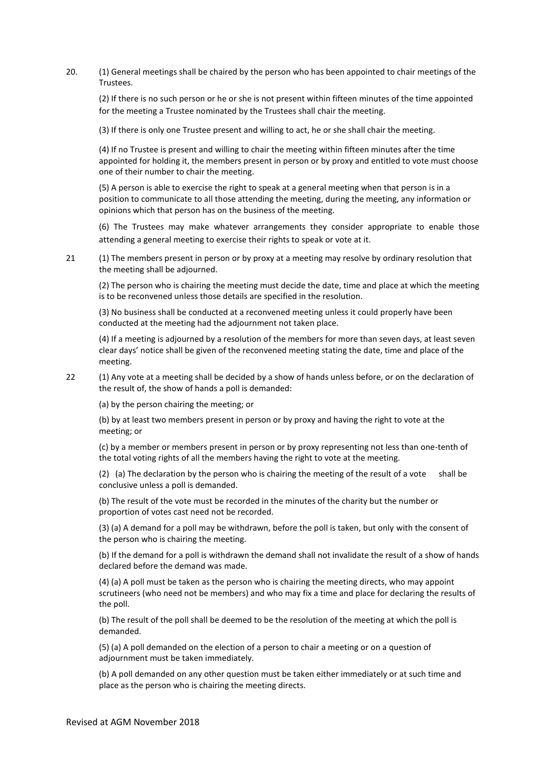20. (1) General meetings shall be chaired by the person who has been appointed to chair meetings of the Trustees.

(2) If there is no such person or he or she is not present within fifteen minutes of the time appointed for the meeting a Trustee nominated by the Trustees shall chair the meeting.

(3) If there is only one Trustee present and willing to act, he or she shall chair the meeting.

(4) If no Trustee is present and willing to chair the meeting within fifteen minutes after the time appointed for holding it, the members present in person or by proxy and entitled to vote must choose one of their number to chair the meeting.

(5) A person is able to exercise the right to speak at a general meeting when that person is in a position to communicate to all those attending the meeting, during the meeting, any information or opinions which that person has on the business of the meeting.

(6) The Trustees may make whatever arrangements they consider appropriate to enable those attending a general meeting to exercise their rights to speak or vote at it.

21 (1) The members present in person or by proxy at a meeting may resolve by ordinary resolution that the meeting shall be adjourned.

(2) The person who is chairing the meeting must decide the date, time and place at which the meeting is to be reconvened unless those details are specified in the resolution.

(3) No business shall be conducted at a reconvened meeting unless it could properly have been conducted at the meeting had the adjournment not taken place.

(4) If a meeting is adjourned by a resolution of the members for more than seven days, at least seven clear days' notice shall be given of the reconvened meeting stating the date, time and place of the meeting.

22 (1) Any vote at a meeting shall be decided by a show of hands unless before, or on the declaration of the result of, the show of hands a poll is demanded:

(a) by the person chairing the meeting; or

(b) by at least two members present in person or by proxy and having the right to vote at the meeting; or

(c) by a member or members present in person or by proxy representing not less than one-tenth of the total voting rights of all the members having the right to vote at the meeting.

(2) (a) The declaration by the person who is chairing the meeting of the result of a vote shall be conclusive unless a poll is demanded.

(b) The result of the vote must be recorded in the minutes of the charity but the number or proportion of votes cast need not be recorded.

(3) (a) A demand for a poll may be withdrawn, before the poll is taken, but only with the consent of the person who is chairing the meeting.

(b) If the demand for a poll is withdrawn the demand shall not invalidate the result of a show of hands declared before the demand was made.

(4) (a) A poll must be taken as the person who is chairing the meeting directs, who may appoint scrutineers (who need not be members) and who may fix a time and place for declaring the results of the poll.

(b) The result of the poll shall be deemed to be the resolution of the meeting at which the poll is demanded.

(5) (a) A poll demanded on the election of a person to chair a meeting or on a question of adjournment must be taken immediately.

(b) A poll demanded on any other question must be taken either immediately or at such time and place as the person who is chairing the meeting directs.

Revised at AGM November 2018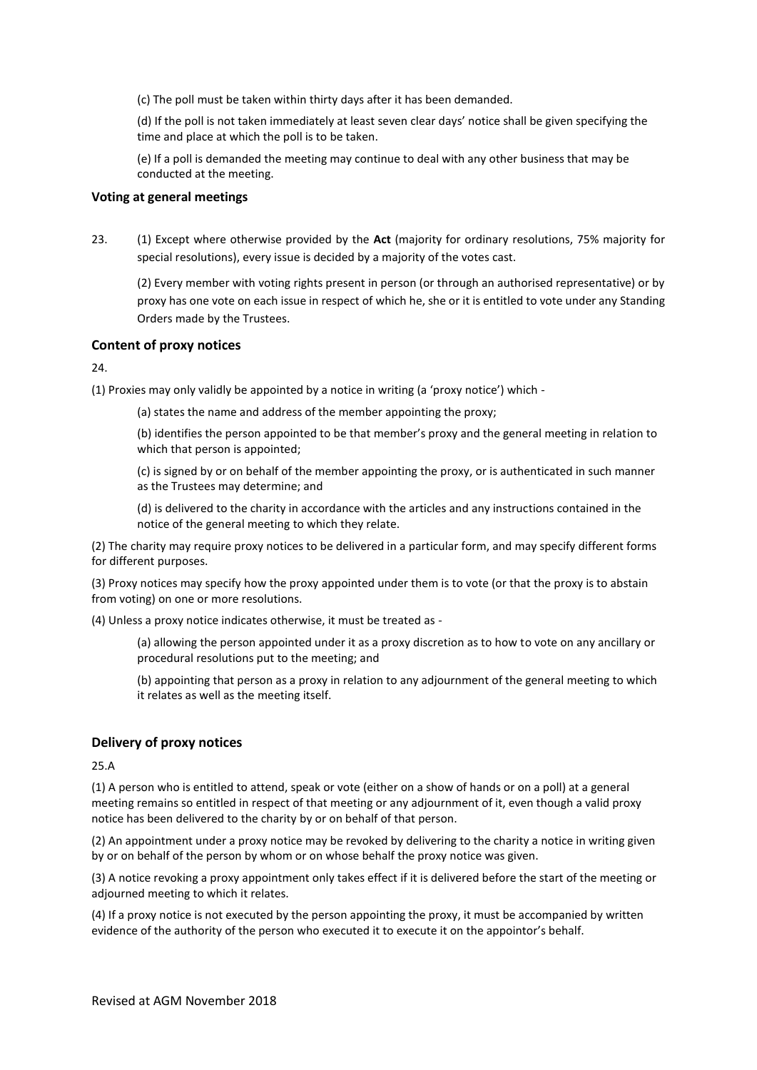(c) The poll must be taken within thirty days after it has been demanded.

(d) If the poll is not taken immediately at least seven clear days' notice shall be given specifying the time and place at which the poll is to be taken.

(e) If a poll is demanded the meeting may continue to deal with any other business that may be conducted at the meeting.

### Voting at general meetings

23. (1) Except where otherwise provided by the **Act** (majority for ordinary resolutions, 75% majority for special resolutions), every issue is decided by a majority of the votes cast.

(2) Every member with voting rights present in person (or through an authorised representative) or by proxy has one vote on each issue in respect of which he, she or it is entitled to vote under any Standing Orders made by the Trustees.

### Content of proxy notices

24.

(1) Proxies may only validly be appointed by a notice in writing (a 'proxy notice') which -

(a) states the name and address of the member appointing the proxy;

(b) identifies the person appointed to be that member's proxy and the general meeting in relation to which that person is appointed;

(c) is signed by or on behalf of the member appointing the proxy, or is authenticated in such manner as the Trustees may determine; and

(d) is delivered to the charity in accordance with the articles and any instructions contained in the notice of the general meeting to which they relate.

(2) The charity may require proxy notices to be delivered in a particular form, and may specify different forms for different purposes.

(3) Proxy notices may specify how the proxy appointed under them is to vote (or that the proxy is to abstain from voting) on one or more resolutions.

(4) Unless a proxy notice indicates otherwise, it must be treated as -

(a) allowing the person appointed under it as a proxy discretion as to how to vote on any ancillary or procedural resolutions put to the meeting; and

(b) appointing that person as a proxy in relation to any adjournment of the general meeting to which it relates as well as the meeting itself.

### Delivery of proxy notices

25.A

(1) A person who is entitled to attend, speak or vote (either on a show of hands or on a poll) at a general meeting remains so entitled in respect of that meeting or any adjournment of it, even though a valid proxy notice has been delivered to the charity by or on behalf of that person.

(2) An appointment under a proxy notice may be revoked by delivering to the charity a notice in writing given by or on behalf of the person by whom or on whose behalf the proxy notice was given.

(3) A notice revoking a proxy appointment only takes effect if it is delivered before the start of the meeting or adjourned meeting to which it relates.

(4) If a proxy notice is not executed by the person appointing the proxy, it must be accompanied by written evidence of the authority of the person who executed it to execute it on the appointor's behalf.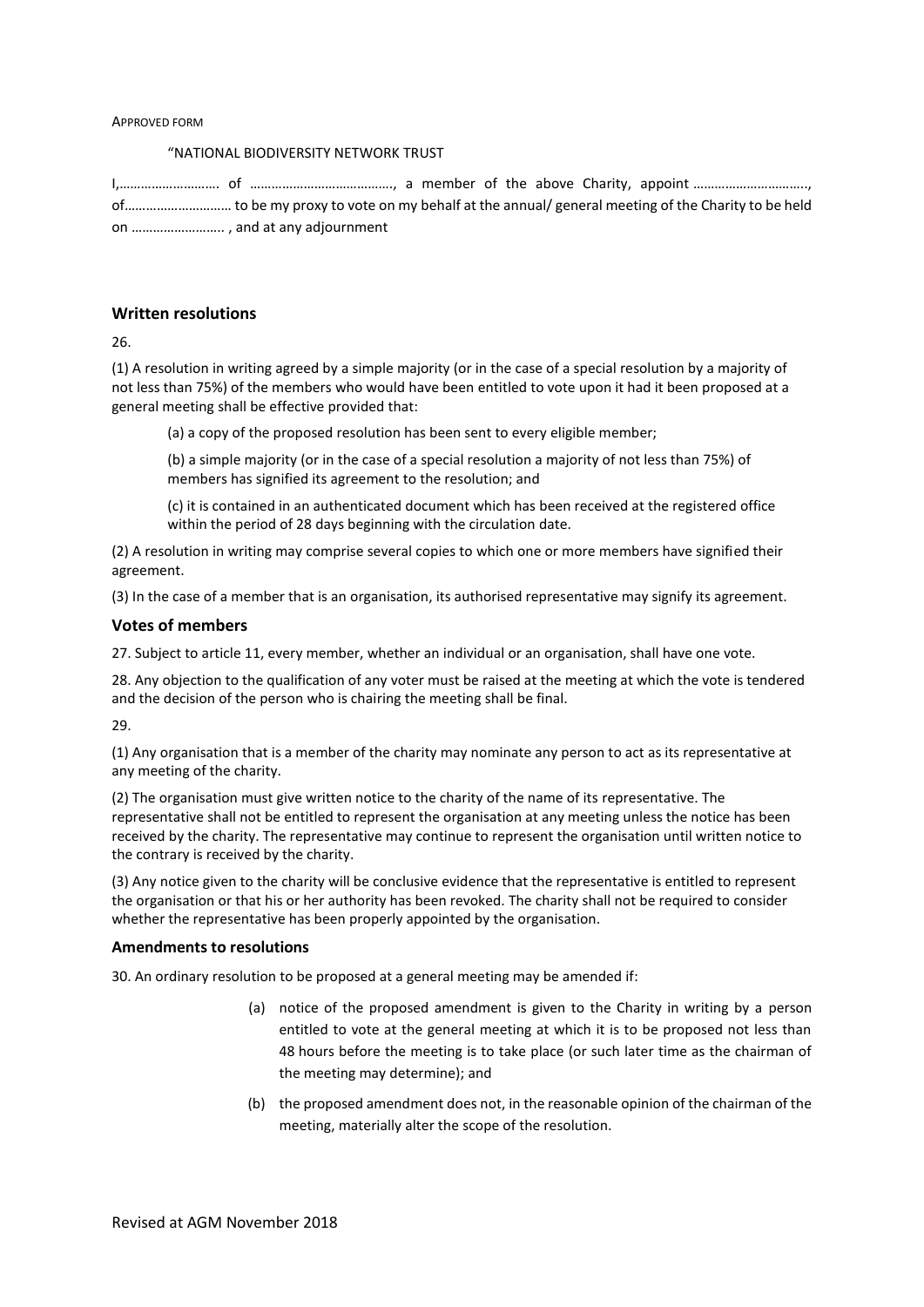APPROVED FORM

"NATIONAL BIODIVERSITY NETWORK TRUST

I,………………………. of …………………………………., a member of the above Charity, appoint ………………………….., of………………………… to be my proxy to vote on my behalf at the annual/ general meeting of the Charity to be held on ……………………. , and at any adjournment

### Written resolutions

26.

(1) A resolution in writing agreed by a simple majority (or in the case of a special resolution by a majority of not less than 75%) of the members who would have been entitled to vote upon it had it been proposed at a general meeting shall be effective provided that:

(a) a copy of the proposed resolution has been sent to every eligible member;

(b) a simple majority (or in the case of a special resolution a majority of not less than 75%) of members has signified its agreement to the resolution; and

(c) it is contained in an authenticated document which has been received at the registered office within the period of 28 days beginning with the circulation date.

(2) A resolution in writing may comprise several copies to which one or more members have signified their agreement.

(3) In the case of a member that is an organisation, its authorised representative may signify its agreement.

### Votes of members

27. Subject to article 11, every member, whether an individual or an organisation, shall have one vote.

28. Any objection to the qualification of any voter must be raised at the meeting at which the vote is tendered and the decision of the person who is chairing the meeting shall be final.

29.

(1) Any organisation that is a member of the charity may nominate any person to act as its representative at any meeting of the charity.

(2) The organisation must give written notice to the charity of the name of its representative. The representative shall not be entitled to represent the organisation at any meeting unless the notice has been received by the charity. The representative may continue to represent the organisation until written notice to the contrary is received by the charity.

(3) Any notice given to the charity will be conclusive evidence that the representative is entitled to represent the organisation or that his or her authority has been revoked. The charity shall not be required to consider whether the representative has been properly appointed by the organisation.

### Amendments to resolutions

30. An ordinary resolution to be proposed at a general meeting may be amended if:

(a) notice of the proposed amendment is given to the Charity in writing by a person entitled to vote at the general meeting at which it is to be proposed not less than 48 hours before the meeting is to take place (or such later time as the chairman of the meeting may determine); and

(b) the proposed amendment does not, in the reasonable opinion of the chairman of the meeting, materially alter the scope of the resolution.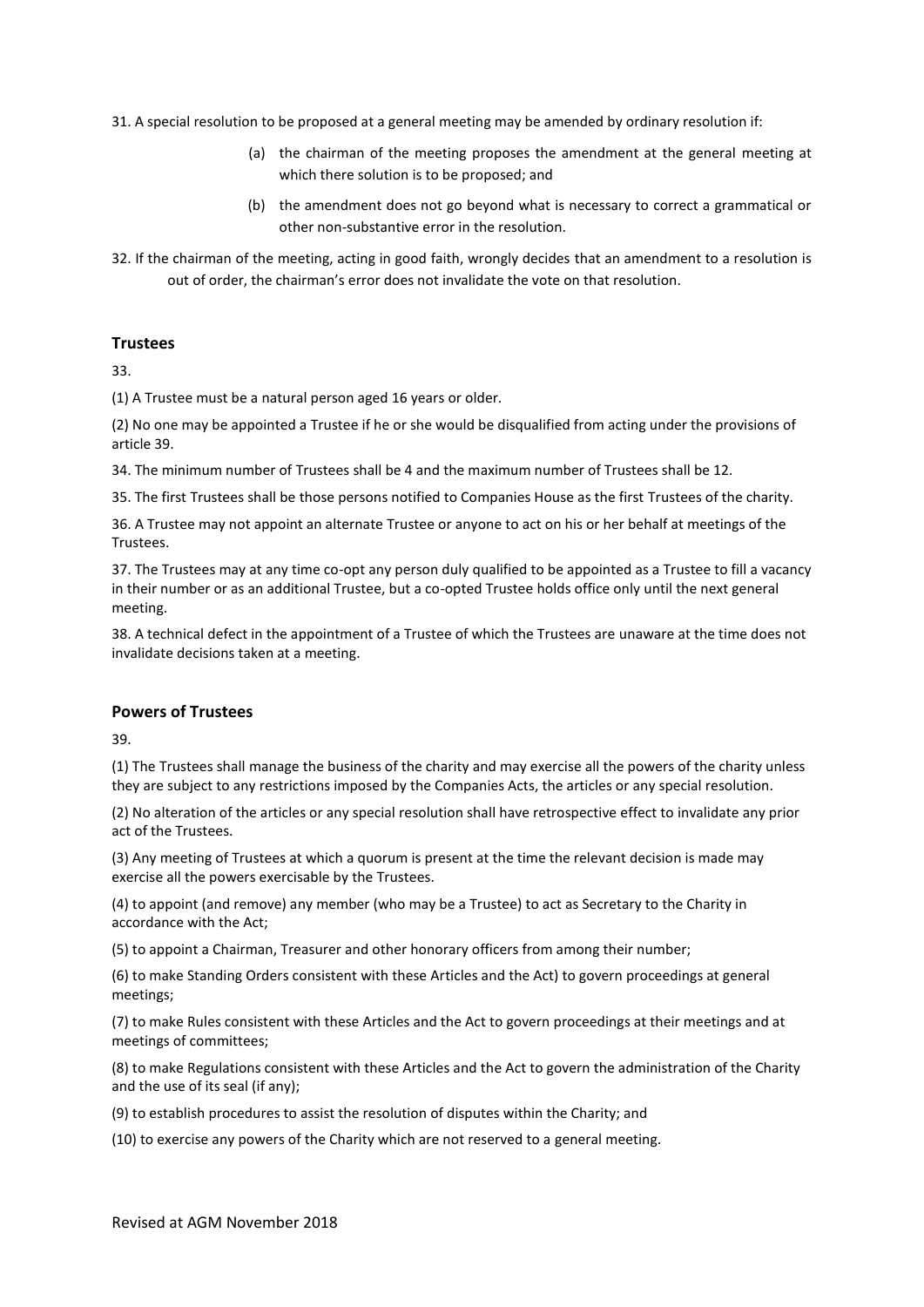31. A special resolution to be proposed at a general meeting may be amended by ordinary resolution if:

(a) the chairman of the meeting proposes the amendment at the general meeting at which there solution is to be proposed; and

(b) the amendment does not go beyond what is necessary to correct a grammatical or other non-substantive error in the resolution.

32. If the chairman of the meeting, acting in good faith, wrongly decides that an amendment to a resolution is out of order, the chairman's error does not invalidate the vote on that resolution.

### Trustees

33.

(1) A Trustee must be a natural person aged 16 years or older.

(2) No one may be appointed a Trustee if he or she would be disqualified from acting under the provisions of article 39.

34. The minimum number of Trustees shall be 4 and the maximum number of Trustees shall be 12.

35. The first Trustees shall be those persons notified to Companies House as the first Trustees of the charity.

36. A Trustee may not appoint an alternate Trustee or anyone to act on his or her behalf at meetings of the Trustees.

37. The Trustees may at any time co-opt any person duly qualified to be appointed as a Trustee to fill a vacancy in their number or as an additional Trustee, but a co-opted Trustee holds office only until the next general meeting.

38. A technical defect in the appointment of a Trustee of which the Trustees are unaware at the time does not invalidate decisions taken at a meeting.

### Powers of Trustees

39.

(1) The Trustees shall manage the business of the charity and may exercise all the powers of the charity unless they are subject to any restrictions imposed by the Companies Acts, the articles or any special resolution.

(2) No alteration of the articles or any special resolution shall have retrospective effect to invalidate any prior act of the Trustees.

(3) Any meeting of Trustees at which a quorum is present at the time the relevant decision is made may exercise all the powers exercisable by the Trustees.

(4) to appoint (and remove) any member (who may be a Trustee) to act as Secretary to the Charity in accordance with the Act;

(5) to appoint a Chairman, Treasurer and other honorary officers from among their number;

(6) to make Standing Orders consistent with these Articles and the Act) to govern proceedings at general meetings;

(7) to make Rules consistent with these Articles and the Act to govern proceedings at their meetings and at meetings of committees;

(8) to make Regulations consistent with these Articles and the Act to govern the administration of the Charity and the use of its seal (if any);

(9) to establish procedures to assist the resolution of disputes within the Charity; and

(10) to exercise any powers of the Charity which are not reserved to a general meeting.

Revised at AGM November 2018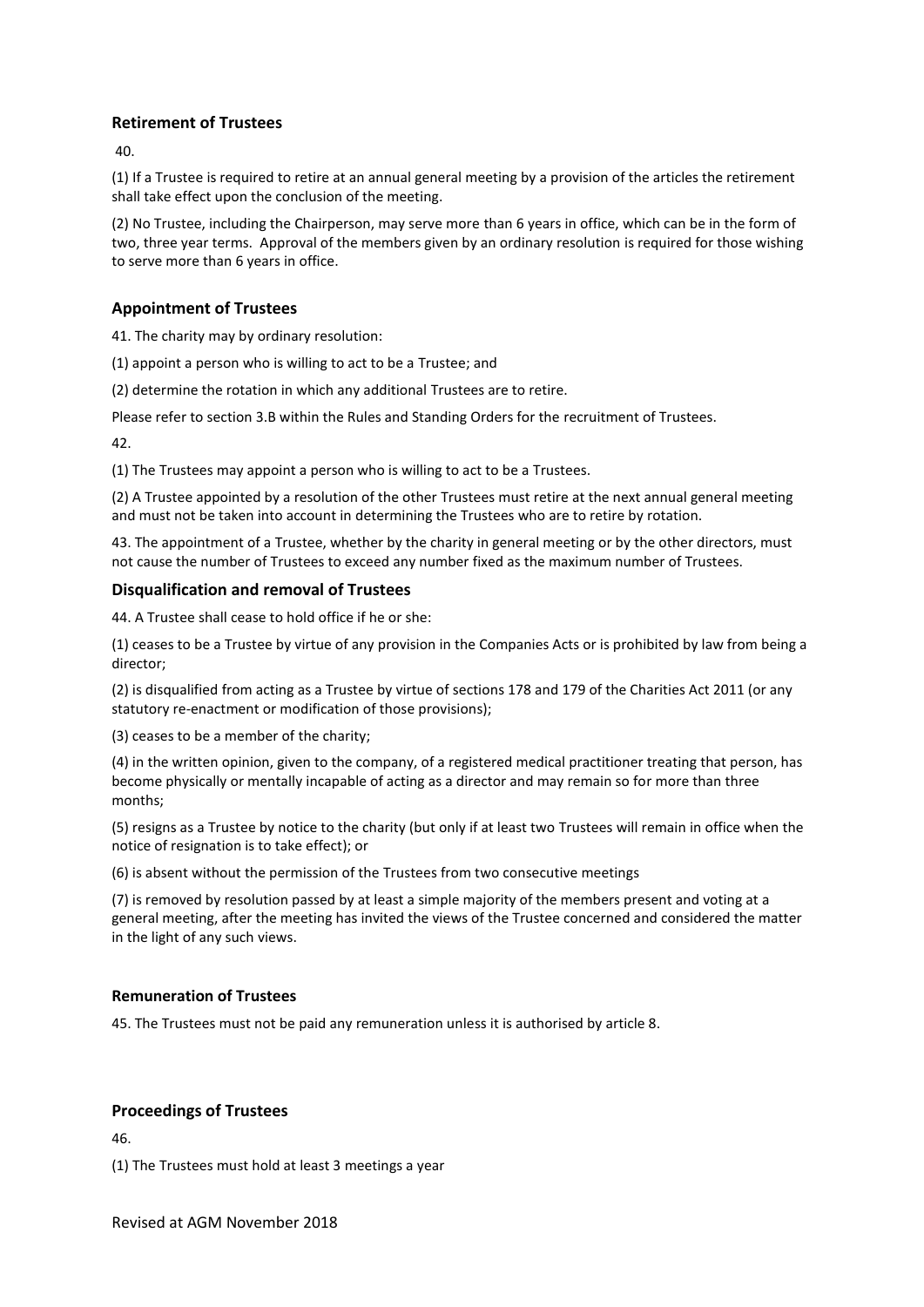## Retirement of Trustees

40.

(1) If a Trustee is required to retire at an annual general meeting by a provision of the articles the retirement shall take effect upon the conclusion of the meeting.

(2) No Trustee, including the Chairperson, may serve more than 6 years in office, which can be in the form of two, three year terms. Approval of the members given by an ordinary resolution is required for those wishing to serve more than 6 years in office.

## Appointment of Trustees

41. The charity may by ordinary resolution:

(1) appoint a person who is willing to act to be a Trustee; and

(2) determine the rotation in which any additional Trustees are to retire.

Please refer to section 3.B within the Rules and Standing Orders for the recruitment of Trustees.

42.

(1) The Trustees may appoint a person who is willing to act to be a Trustees.

(2) A Trustee appointed by a resolution of the other Trustees must retire at the next annual general meeting and must not be taken into account in determining the Trustees who are to retire by rotation.

43. The appointment of a Trustee, whether by the charity in general meeting or by the other directors, must not cause the number of Trustees to exceed any number fixed as the maximum number of Trustees.

## Disqualification and removal of Trustees

44. A Trustee shall cease to hold office if he or she:

(1) ceases to be a Trustee by virtue of any provision in the Companies Acts or is prohibited by law from being a director;

(2) is disqualified from acting as a Trustee by virtue of sections 178 and 179 of the Charities Act 2011 (or any statutory re-enactment or modification of those provisions);

(3) ceases to be a member of the charity;

(4) in the written opinion, given to the company, of a registered medical practitioner treating that person, has become physically or mentally incapable of acting as a director and may remain so for more than three months;

(5) resigns as a Trustee by notice to the charity (but only if at least two Trustees will remain in office when the notice of resignation is to take effect); or

(6) is absent without the permission of the Trustees from two consecutive meetings

(7) is removed by resolution passed by at least a simple majority of the members present and voting at a general meeting, after the meeting has invited the views of the Trustee concerned and considered the matter in the light of any such views.

## Remuneration of Trustees

45. The Trustees must not be paid any remuneration unless it is authorised by article 8.

## Proceedings of Trustees

46.

(1) The Trustees must hold at least 3 meetings a year

Revised at AGM November 2018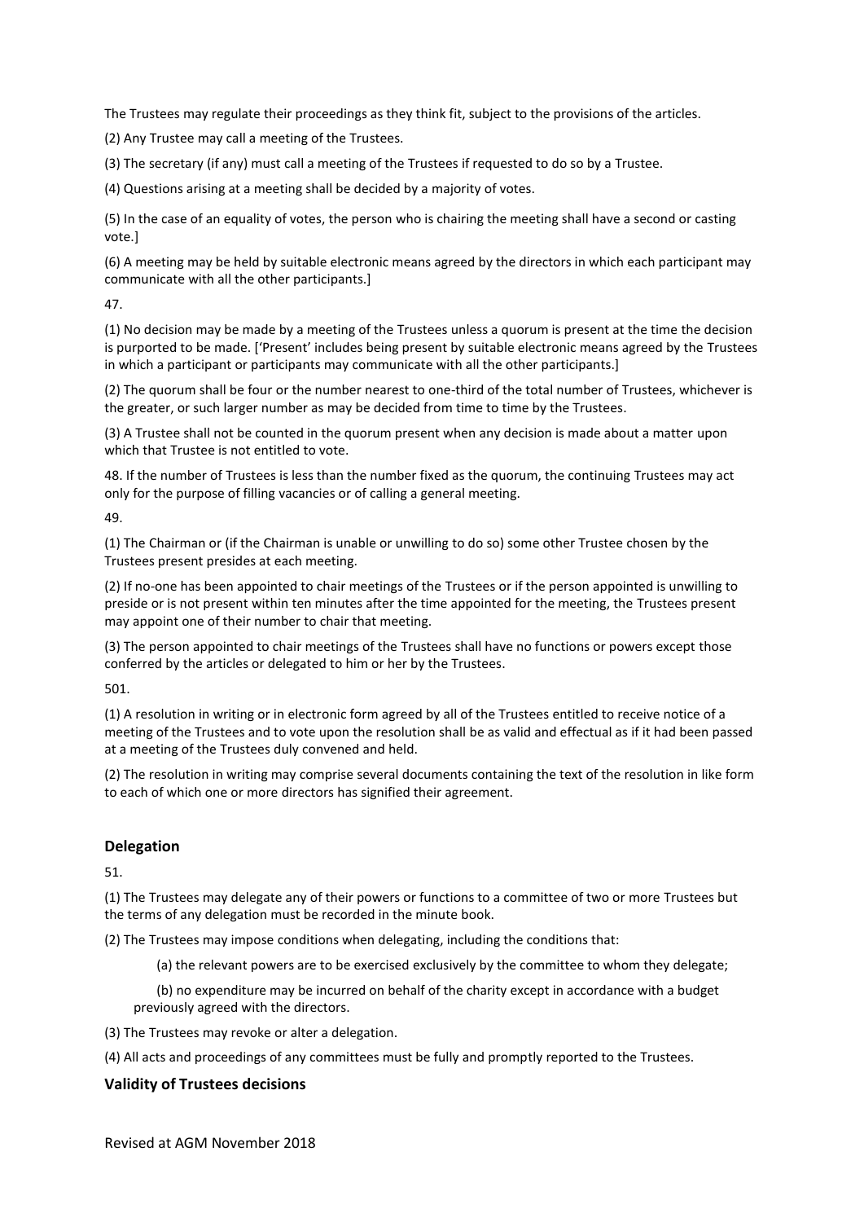The Trustees may regulate their proceedings as they think fit, subject to the provisions of the articles.

(2) Any Trustee may call a meeting of the Trustees.

(3) The secretary (if any) must call a meeting of the Trustees if requested to do so by a Trustee.

(4) Questions arising at a meeting shall be decided by a majority of votes.

(5) In the case of an equality of votes, the person who is chairing the meeting shall have a second or casting vote.]

(6) A meeting may be held by suitable electronic means agreed by the directors in which each participant may communicate with all the other participants.]

47.

(1) No decision may be made by a meeting of the Trustees unless a quorum is present at the time the decision is purported to be made. ['Present' includes being present by suitable electronic means agreed by the Trustees in which a participant or participants may communicate with all the other participants.]

(2) The quorum shall be four or the number nearest to one-third of the total number of Trustees, whichever is the greater, or such larger number as may be decided from time to time by the Trustees.

(3) A Trustee shall not be counted in the quorum present when any decision is made about a matter upon which that Trustee is not entitled to vote.

48. If the number of Trustees is less than the number fixed as the quorum, the continuing Trustees may act only for the purpose of filling vacancies or of calling a general meeting.

49.

(1) The Chairman or (if the Chairman is unable or unwilling to do so) some other Trustee chosen by the Trustees present presides at each meeting.

(2) If no-one has been appointed to chair meetings of the Trustees or if the person appointed is unwilling to preside or is not present within ten minutes after the time appointed for the meeting, the Trustees present may appoint one of their number to chair that meeting.

(3) The person appointed to chair meetings of the Trustees shall have no functions or powers except those conferred by the articles or delegated to him or her by the Trustees.

501.

(1) A resolution in writing or in electronic form agreed by all of the Trustees entitled to receive notice of a meeting of the Trustees and to vote upon the resolution shall be as valid and effectual as if it had been passed at a meeting of the Trustees duly convened and held.

(2) The resolution in writing may comprise several documents containing the text of the resolution in like form to each of which one or more directors has signified their agreement.

## Delegation

51.

(1) The Trustees may delegate any of their powers or functions to a committee of two or more Trustees but the terms of any delegation must be recorded in the minute book.

(2) The Trustees may impose conditions when delegating, including the conditions that:

(a) the relevant powers are to be exercised exclusively by the committee to whom they delegate;

(b) no expenditure may be incurred on behalf of the charity except in accordance with a budget previously agreed with the directors.

(3) The Trustees may revoke or alter a delegation.

(4) All acts and proceedings of any committees must be fully and promptly reported to the Trustees.

## Validity of Trustees decisions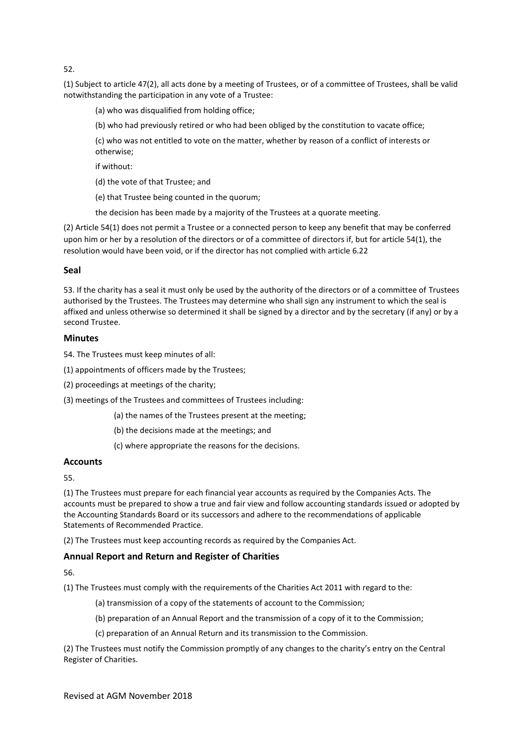52.

(1) Subject to article 47(2), all acts done by a meeting of Trustees, or of a committee of Trustees, shall be valid notwithstanding the participation in any vote of a Trustee:

(a) who was disqualified from holding office;

(b) who had previously retired or who had been obliged by the constitution to vacate office;

(c) who was not entitled to vote on the matter, whether by reason of a conflict of interests or otherwise;

if without:

(d) the vote of that Trustee; and

(e) that Trustee being counted in the quorum;

the decision has been made by a majority of the Trustees at a quorate meeting.

(2) Article 54(1) does not permit a Trustee or a connected person to keep any benefit that may be conferred upon him or her by a resolution of the directors or of a committee of directors if, but for article 54(1), the resolution would have been void, or if the director has not complied with article 6.22

## Seal

53. If the charity has a seal it must only be used by the authority of the directors or of a committee of Trustees authorised by the Trustees. The Trustees may determine who shall sign any instrument to which the seal is affixed and unless otherwise so determined it shall be signed by a director and by the secretary (if any) or by a second Trustee.

## Minutes

54. The Trustees must keep minutes of all:

(1) appointments of officers made by the Trustees;

(2) proceedings at meetings of the charity;

(3) meetings of the Trustees and committees of Trustees including:

(a) the names of the Trustees present at the meeting;

(b) the decisions made at the meetings; and

(c) where appropriate the reasons for the decisions.

## Accounts

55.

(1) The Trustees must prepare for each financial year accounts as required by the Companies Acts. The accounts must be prepared to show a true and fair view and follow accounting standards issued or adopted by the Accounting Standards Board or its successors and adhere to the recommendations of applicable Statements of Recommended Practice.

(2) The Trustees must keep accounting records as required by the Companies Act.

## Annual Report and Return and Register of Charities

56.

(1) The Trustees must comply with the requirements of the Charities Act 2011 with regard to the:

(a) transmission of a copy of the statements of account to the Commission;

(b) preparation of an Annual Report and the transmission of a copy of it to the Commission;

(c) preparation of an Annual Return and its transmission to the Commission.

(2) The Trustees must notify the Commission promptly of any changes to the charity's entry on the Central Register of Charities.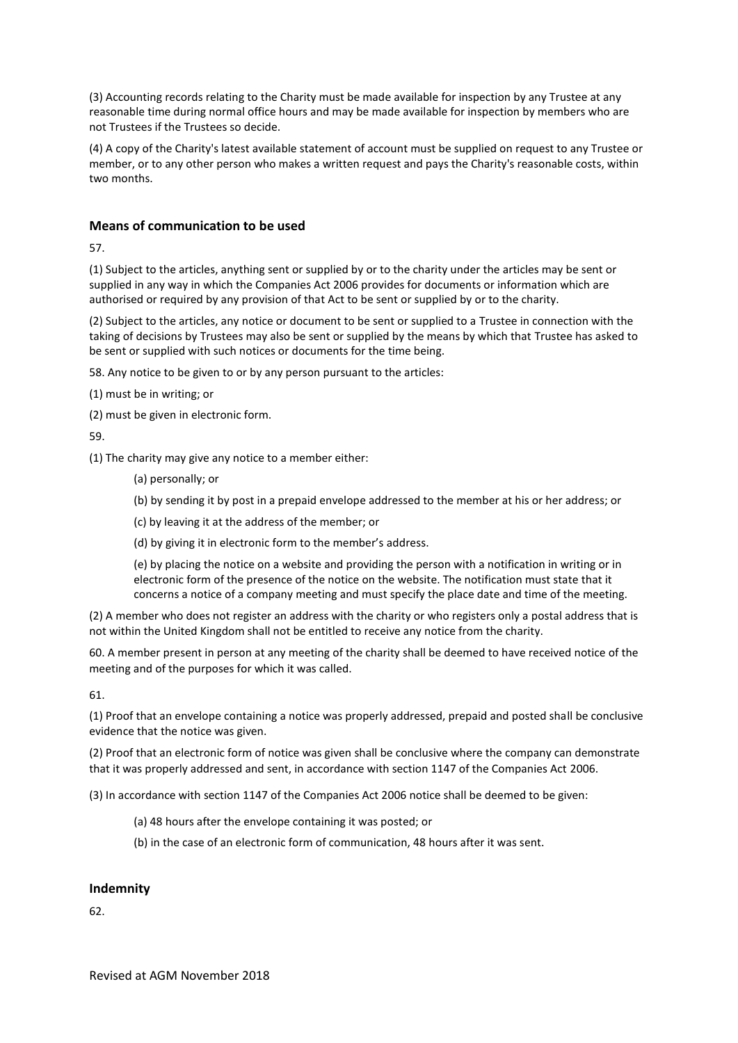(3) Accounting records relating to the Charity must be made available for inspection by any Trustee at any reasonable time during normal office hours and may be made available for inspection by members who are not Trustees if the Trustees so decide.

(4) A copy of the Charity's latest available statement of account must be supplied on request to any Trustee or member, or to any other person who makes a written request and pays the Charity's reasonable costs, within two months.

## Means of communication to be used

57.

(1) Subject to the articles, anything sent or supplied by or to the charity under the articles may be sent or supplied in any way in which the Companies Act 2006 provides for documents or information which are authorised or required by any provision of that Act to be sent or supplied by or to the charity.

(2) Subject to the articles, any notice or document to be sent or supplied to a Trustee in connection with the taking of decisions by Trustees may also be sent or supplied by the means by which that Trustee has asked to be sent or supplied with such notices or documents for the time being.

58. Any notice to be given to or by any person pursuant to the articles:

(1) must be in writing; or

(2) must be given in electronic form.

59.

(1) The charity may give any notice to a member either:

(a) personally; or

(b) by sending it by post in a prepaid envelope addressed to the member at his or her address; or

(c) by leaving it at the address of the member; or

(d) by giving it in electronic form to the member's address.

(e) by placing the notice on a website and providing the person with a notification in writing or in electronic form of the presence of the notice on the website. The notification must state that it concerns a notice of a company meeting and must specify the place date and time of the meeting.

(2) A member who does not register an address with the charity or who registers only a postal address that is not within the United Kingdom shall not be entitled to receive any notice from the charity.

60. A member present in person at any meeting of the charity shall be deemed to have received notice of the meeting and of the purposes for which it was called.

61.

(1) Proof that an envelope containing a notice was properly addressed, prepaid and posted shall be conclusive evidence that the notice was given.

(2) Proof that an electronic form of notice was given shall be conclusive where the company can demonstrate that it was properly addressed and sent, in accordance with section 1147 of the Companies Act 2006.

(3) In accordance with section 1147 of the Companies Act 2006 notice shall be deemed to be given:

(a) 48 hours after the envelope containing it was posted; or

(b) in the case of an electronic form of communication, 48 hours after it was sent.

## Indemnity

62.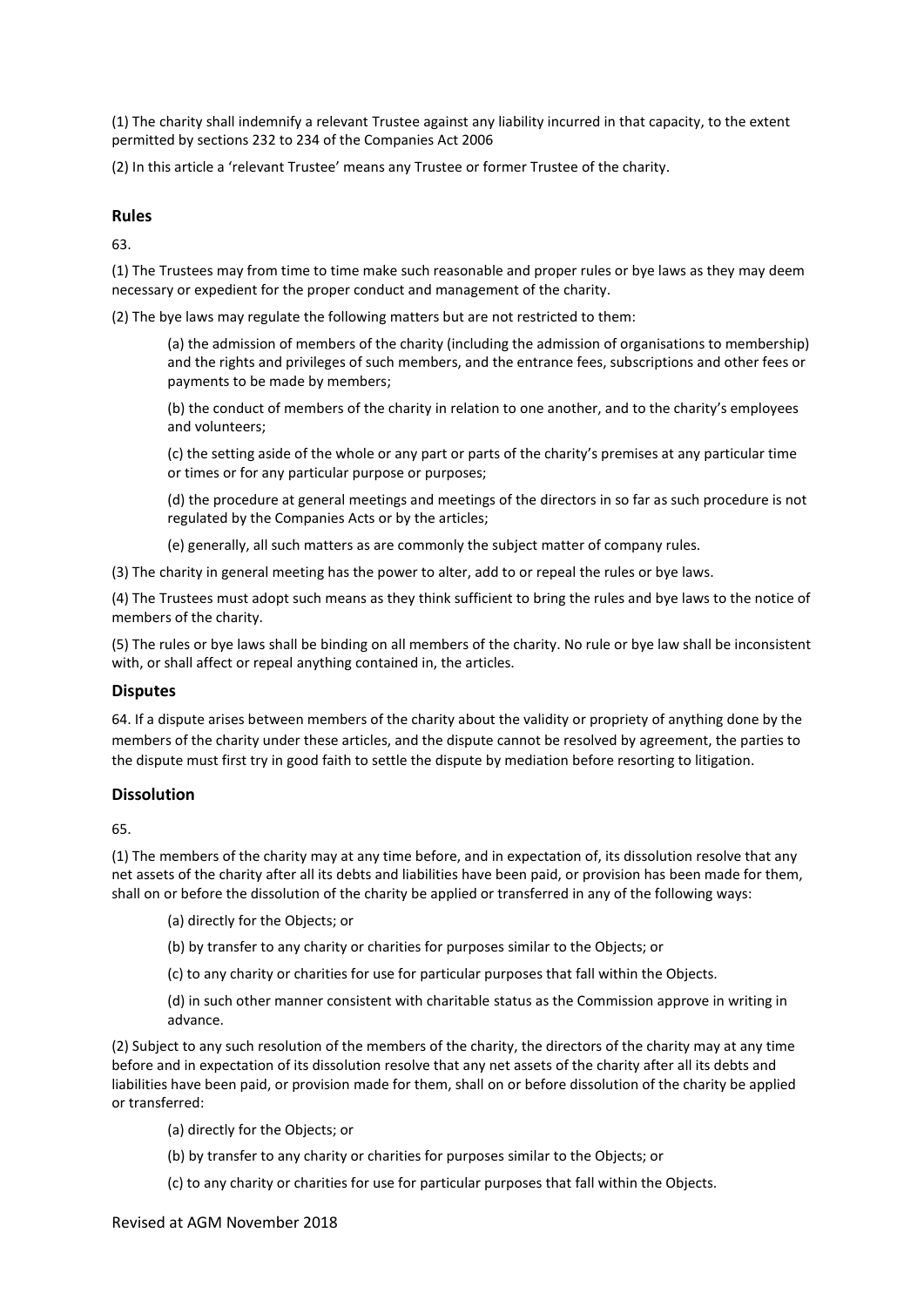(1) The charity shall indemnify a relevant Trustee against any liability incurred in that capacity, to the extent permitted by sections 232 to 234 of the Companies Act 2006

(2) In this article a 'relevant Trustee' means any Trustee or former Trustee of the charity.

## Rules

63.

(1) The Trustees may from time to time make such reasonable and proper rules or bye laws as they may deem necessary or expedient for the proper conduct and management of the charity.

(2) The bye laws may regulate the following matters but are not restricted to them:

> (a) the admission of members of the charity (including the admission of organisations to membership) and the rights and privileges of such members, and the entrance fees, subscriptions and other fees or payments to be made by members;
>
> (b) the conduct of members of the charity in relation to one another, and to the charity's employees and volunteers;
>
> (c) the setting aside of the whole or any part or parts of the charity's premises at any particular time or times or for any particular purpose or purposes;
>
> (d) the procedure at general meetings and meetings of the directors in so far as such procedure is not regulated by the Companies Acts or by the articles;
>
> (e) generally, all such matters as are commonly the subject matter of company rules.

(3) The charity in general meeting has the power to alter, add to or repeal the rules or bye laws.

(4) The Trustees must adopt such means as they think sufficient to bring the rules and bye laws to the notice of members of the charity.

(5) The rules or bye laws shall be binding on all members of the charity. No rule or bye law shall be inconsistent with, or shall affect or repeal anything contained in, the articles.

## Disputes

64. If a dispute arises between members of the charity about the validity or propriety of anything done by the members of the charity under these articles, and the dispute cannot be resolved by agreement, the parties to the dispute must first try in good faith to settle the dispute by mediation before resorting to litigation.

## Dissolution

65.

(1) The members of the charity may at any time before, and in expectation of, its dissolution resolve that any net assets of the charity after all its debts and liabilities have been paid, or provision has been made for them, shall on or before the dissolution of the charity be applied or transferred in any of the following ways:

> (a) directly for the Objects; or
>
> (b) by transfer to any charity or charities for purposes similar to the Objects; or
>
> (c) to any charity or charities for use for particular purposes that fall within the Objects.
>
> (d) in such other manner consistent with charitable status as the Commission approve in writing in advance.

(2) Subject to any such resolution of the members of the charity, the directors of the charity may at any time before and in expectation of its dissolution resolve that any net assets of the charity after all its debts and liabilities have been paid, or provision made for them, shall on or before dissolution of the charity be applied or transferred:

> (a) directly for the Objects; or
>
> (b) by transfer to any charity or charities for purposes similar to the Objects; or
>
> (c) to any charity or charities for use for particular purposes that fall within the Objects.

Revised at AGM November 2018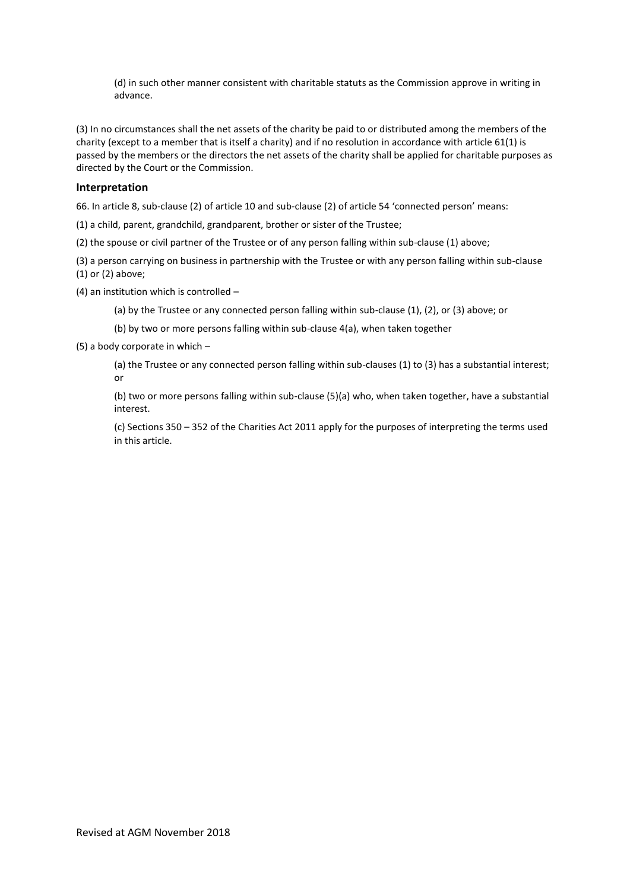(d) in such other manner consistent with charitable statuts as the Commission approve in writing in advance.

(3) In no circumstances shall the net assets of the charity be paid to or distributed among the members of the charity (except to a member that is itself a charity) and if no resolution in accordance with article 61(1) is passed by the members or the directors the net assets of the charity shall be applied for charitable purposes as directed by the Court or the Commission.

### Interpretation

66. In article 8, sub-clause (2) of article 10 and sub-clause (2) of article 54 'connected person' means:

(1) a child, parent, grandchild, grandparent, brother or sister of the Trustee;

(2) the spouse or civil partner of the Trustee or of any person falling within sub-clause (1) above;

(3) a person carrying on business in partnership with the Trustee or with any person falling within sub-clause (1) or (2) above;

(4) an institution which is controlled –

(a) by the Trustee or any connected person falling within sub-clause (1), (2), or (3) above; or

(b) by two or more persons falling within sub-clause 4(a), when taken together

(5) a body corporate in which –

(a) the Trustee or any connected person falling within sub-clauses (1) to (3) has a substantial interest; or

(b) two or more persons falling within sub-clause (5)(a) who, when taken together, have a substantial interest.

(c) Sections 350 – 352 of the Charities Act 2011 apply for the purposes of interpreting the terms used in this article.

Revised at AGM November 2018